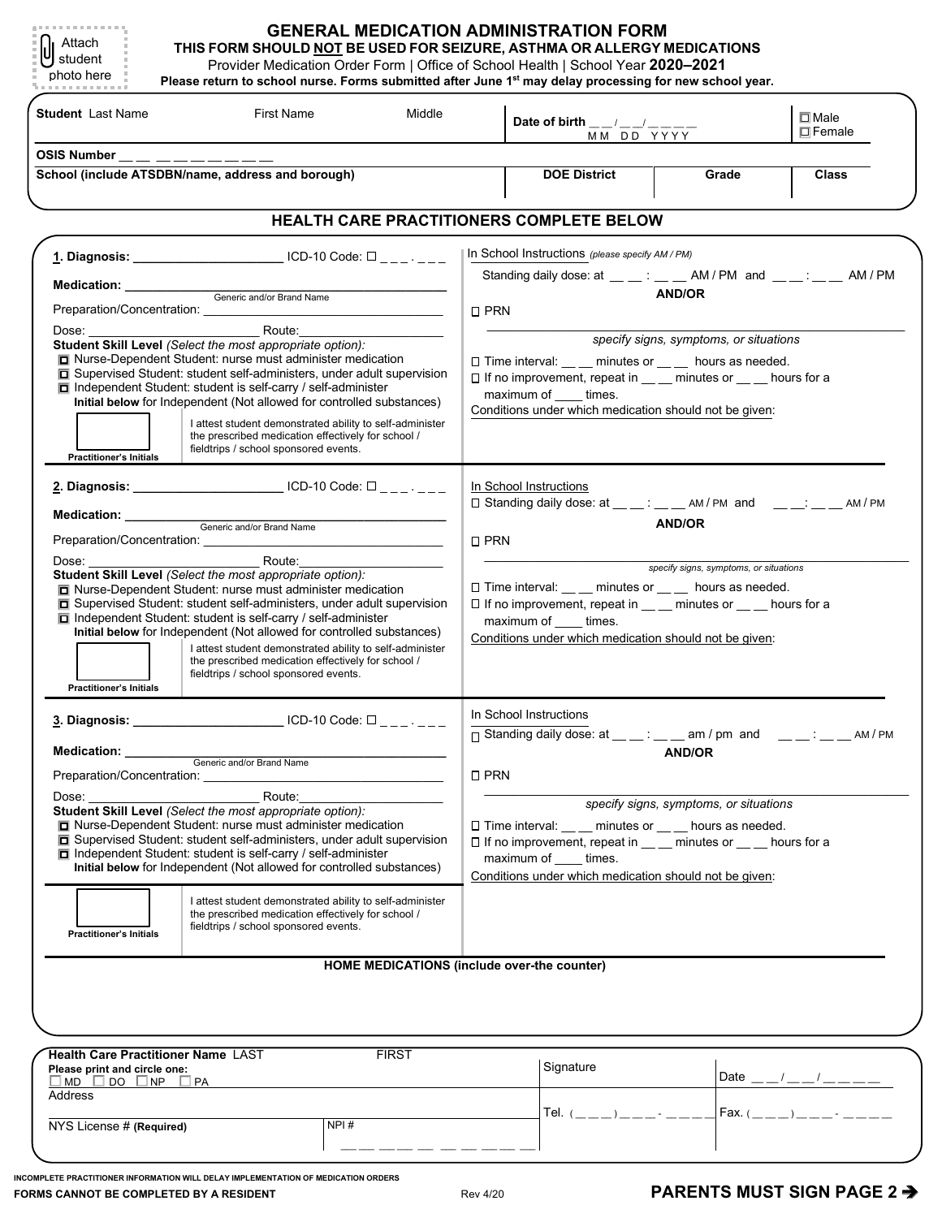Attach student photo here

# GENERAL MEDICATION ADMINISTRATION FORM

**THIS FORM SHOULD NOT BE USED FOR SEIZURE, ASTHMA OR ALLERGY MEDICATIONS**

Provider Medication Order Form | Office of School Health | School Year **2020–2021**

**Please return to school nurse. Forms submitted after June 1st may delay processing for new school year.**

**Student** Last Name First Name Middle

**Date of birth** __ __ / __ __ / __ __ __ __ (MM DD YYYY)

☐ Male
☐ Female

**OSIS Number** __ __ __ __ __ __ __ __ __

| School (include ATSDBN/name, address and borough) | DOE District | Grade | Class |
|---|---|---|---|
| | | | |

## HEALTH CARE PRACTITIONERS COMPLETE BELOW

**1. Diagnosis:** ____________________ ICD-10 Code: ☐ _ _ _ . _ _ _

**Medication:** ______________________________ (Generic and/or Brand Name)

Preparation/Concentration: ______________________________

Dose: ____________________ Route: ____________________

**Student Skill Level** *(Select the most appropriate option):*

- ☐ Nurse-Dependent Student: nurse must administer medication
- ☐ Supervised Student: student self-administers, under adult supervision
- ☐ Independent Student: student is self-carry / self-administer

**Initial below** for Independent (Not allowed for controlled substances)

Practitioner's Initials: ______ I attest student demonstrated ability to self-administer the prescribed medication effectively for school / fieldtrips / school sponsored events.

In School Instructions *(please specify AM / PM)*

Standing daily dose: at __ __ : __ __ AM / PM and __ __ : __ __ AM / PM

**AND/OR**

☐ PRN

______________________________ *specify signs, symptoms, or situations*

☐ Time interval: __ __ minutes or __ __ hours as needed.

☐ If no improvement, repeat in __ __ minutes or __ __ hours for a maximum of ____ times.

Conditions under which medication should not be given:

---

**2. Diagnosis:** ____________________ ICD-10 Code: ☐ _ _ _ . _ _ _

**Medication:** ______________________________ (Generic and/or Brand Name)

Preparation/Concentration: ______________________________

Dose: ____________________ Route: ____________________

**Student Skill Level** *(Select the most appropriate option):*

- ☐ Nurse-Dependent Student: nurse must administer medication
- ☐ Supervised Student: student self-administers, under adult supervision
- ☐ Independent Student: student is self-carry / self-administer

**Initial below** for Independent (Not allowed for controlled substances)

Practitioner's Initials: ______ I attest student demonstrated ability to self-administer the prescribed medication effectively for school / fieldtrips / school sponsored events.

In School Instructions

☐ Standing daily dose: at __ __ : __ __ AM / PM and __ __ : __ __ AM / PM

**AND/OR**

☐ PRN

______________________________ *specify signs, symptoms, or situations*

☐ Time interval: __ __ minutes or __ __ hours as needed.

☐ If no improvement, repeat in __ __ minutes or __ __ hours for a maximum of ____ times.

Conditions under which medication should not be given:

---

**3. Diagnosis:** ____________________ ICD-10 Code: ☐ _ _ _ . _ _ _

**Medication:** ______________________________ (Generic and/or Brand Name)

Preparation/Concentration: ______________________________

Dose: ____________________ Route: ____________________

**Student Skill Level** *(Select the most appropriate option):*

- ☐ Nurse-Dependent Student: nurse must administer medication
- ☐ Supervised Student: student self-administers, under adult supervision
- ☐ Independent Student: student is self-carry / self-administer

**Initial below** for Independent (Not allowed for controlled substances)

Practitioner's Initials: ______ I attest student demonstrated ability to self-administer the prescribed medication effectively for school / fieldtrips / school sponsored events.

In School Instructions

☐ Standing daily dose: at __ __ : __ __ am / pm and __ __ : __ __ AM / PM

**AND/OR**

☐ PRN

______________________________ *specify signs, symptoms, or situations*

☐ Time interval: __ __ minutes or __ __ hours as needed.

☐ If no improvement, repeat in __ __ minutes or __ __ hours for a maximum of ____ times.

Conditions under which medication should not be given:

---

**HOME MEDICATIONS (include over-the counter)**

---

**Health Care Practitioner Name** LAST FIRST

**Please print and circle one:** ☐ MD ☐ DO ☐ NP ☐ PA

Signature

Date __ __ / __ __ / __ __ __ __

Address

Tel. ( _ _ _ ) _ _ _ - _ _ _ _

Fax. ( _ _ _ ) _ _ _ - _ _ _ _

NYS License # **(Required)**

NPI # __ __ __ __ __ __ __ __ __ __

**INCOMPLETE PRACTITIONER INFORMATION WILL DELAY IMPLEMENTATION OF MEDICATION ORDERS**

**FORMS CANNOT BE COMPLETED BY A RESIDENT**

Rev 4/20

**PARENTS MUST SIGN PAGE 2 ➔**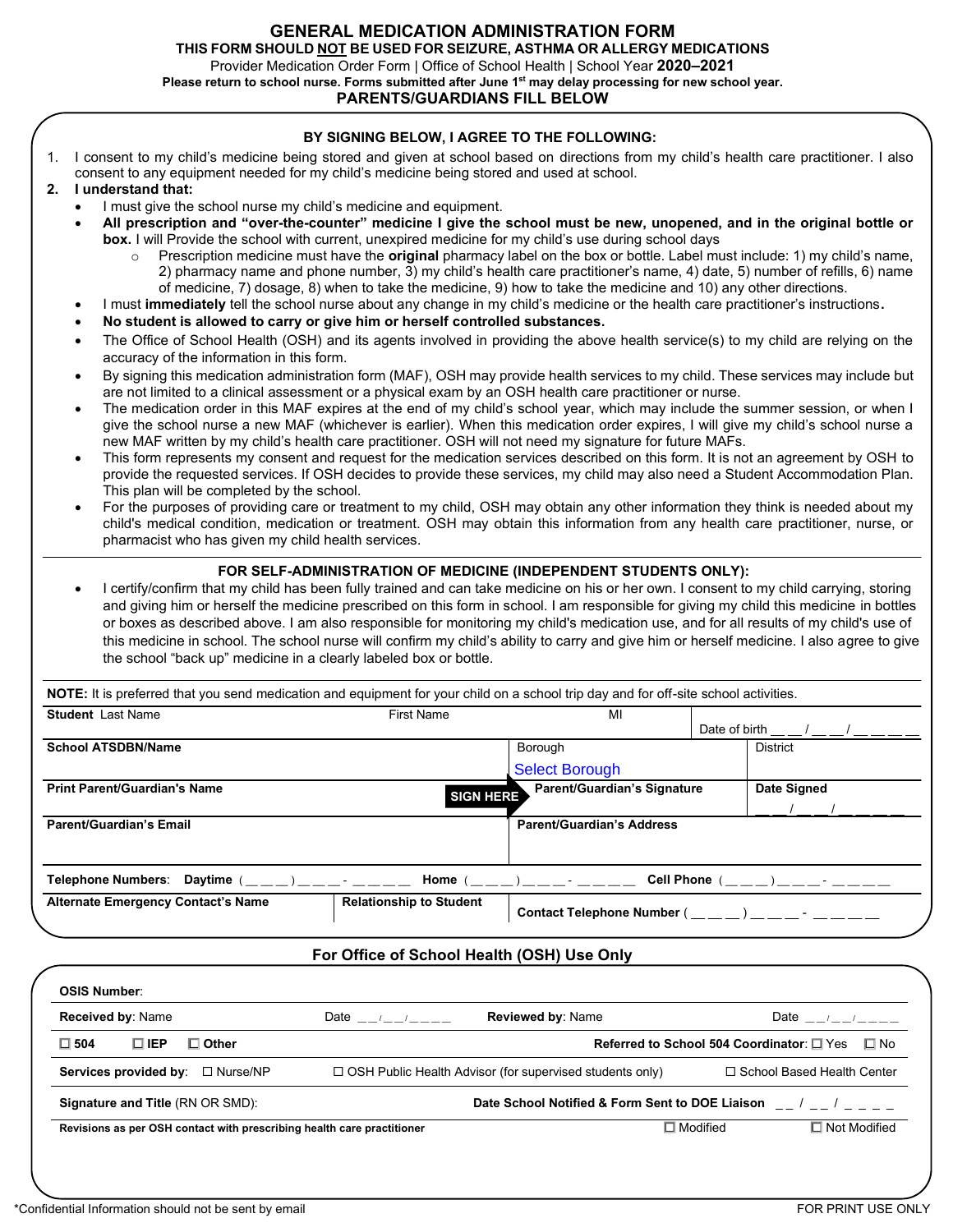# GENERAL MEDICATION ADMINISTRATION FORM

**THIS FORM SHOULD NOT BE USED FOR SEIZURE, ASTHMA OR ALLERGY MEDICATIONS**

Provider Medication Order Form | Office of School Health | School Year **2020–2021**

**Please return to school nurse. Forms submitted after June 1st may delay processing for new school year.**

**PARENTS/GUARDIANS FILL BELOW**

### BY SIGNING BELOW, I AGREE TO THE FOLLOWING:

1. I consent to my child's medicine being stored and given at school based on directions from my child's health care practitioner. I also consent to any equipment needed for my child's medicine being stored and used at school.
2. **I understand that:**
   - I must give the school nurse my child's medicine and equipment.
   - **All prescription and "over-the-counter" medicine I give the school must be new, unopened, and in the original bottle or box.** I will Provide the school with current, unexpired medicine for my child's use during school days
     - Prescription medicine must have the **original** pharmacy label on the box or bottle. Label must include: 1) my child's name, 2) pharmacy name and phone number, 3) my child's health care practitioner's name, 4) date, 5) number of refills, 6) name of medicine, 7) dosage, 8) when to take the medicine, 9) how to take the medicine and 10) any other directions.
   - I must **immediately** tell the school nurse about any change in my child's medicine or the health care practitioner's instructions**.**
   - **No student is allowed to carry or give him or herself controlled substances.**
   - The Office of School Health (OSH) and its agents involved in providing the above health service(s) to my child are relying on the accuracy of the information in this form.
   - By signing this medication administration form (MAF), OSH may provide health services to my child. These services may include but are not limited to a clinical assessment or a physical exam by an OSH health care practitioner or nurse.
   - The medication order in this MAF expires at the end of my child's school year, which may include the summer session, or when I give the school nurse a new MAF (whichever is earlier). When this medication order expires, I will give my child's school nurse a new MAF written by my child's health care practitioner. OSH will not need my signature for future MAFs.
   - This form represents my consent and request for the medication services described on this form. It is not an agreement by OSH to provide the requested services. If OSH decides to provide these services, my child may also need a Student Accommodation Plan. This plan will be completed by the school.
   - For the purposes of providing care or treatment to my child, OSH may obtain any other information they think is needed about my child's medical condition, medication or treatment. OSH may obtain this information from any health care practitioner, nurse, or pharmacist who has given my child health services.

### FOR SELF-ADMINISTRATION OF MEDICINE (INDEPENDENT STUDENTS ONLY):

- I certify/confirm that my child has been fully trained and can take medicine on his or her own. I consent to my child carrying, storing and giving him or herself the medicine prescribed on this form in school. I am responsible for giving my child this medicine in bottles or boxes as described above. I am also responsible for monitoring my child's medication use, and for all results of my child's use of this medicine in school. The school nurse will confirm my child's ability to carry and give him or herself medicine. I also agree to give the school "back up" medicine in a clearly labeled box or bottle.

**NOTE:** It is preferred that you send medication and equipment for your child on a school trip day and for off-site school activities.

| | | | |
|---|---|---|---|
| **Student** Last Name | First Name | MI | Date of birth __ __ / __ __ / __ __ __ __ |
| **School ATSDBN/Name** | | Borough<br>Select Borough | District |
| **Print Parent/Guardian's Name** | SIGN HERE | **Parent/Guardian's Signature** | **Date Signed**<br>__ __ / __ __ / __ __ __ __ |
| **Parent/Guardian's Email** | | **Parent/Guardian's Address** | |

**Telephone Numbers**: **Daytime** ( __ __ __ ) __ __ __ - __ __ __ __ **Home** ( __ __ __ ) __ __ __ - __ __ __ __ **Cell Phone** ( __ __ __ ) __ __ __ - __ __ __ __

| | | |
|---|---|---|
| **Alternate Emergency Contact's Name** | **Relationship to Student** | **Contact Telephone Number** ( __ __ __ ) __ __ __ - __ __ __ __ |

### For Office of School Health (OSH) Use Only

**OSIS Number**:

**Received by**: Name Date __ / __ / __ __ __ __ **Reviewed by**: Name Date __ / __ / __ __ __ __

☐ **504** ☐ **IEP** ☐ **Other** **Referred to School 504 Coordinator**: ☐ Yes ☐ No

**Services provided by**: ☐ Nurse/NP ☐ OSH Public Health Advisor (for supervised students only) ☐ School Based Health Center

**Signature and Title** (RN OR SMD): **Date School Notified & Form Sent to DOE Liaison** __ / __ / __ __ __ __

**Revisions as per OSH contact with prescribing health care practitioner** ☐ Modified ☐ Not Modified

*Confidential Information should not be sent by email

FOR PRINT USE ONLY